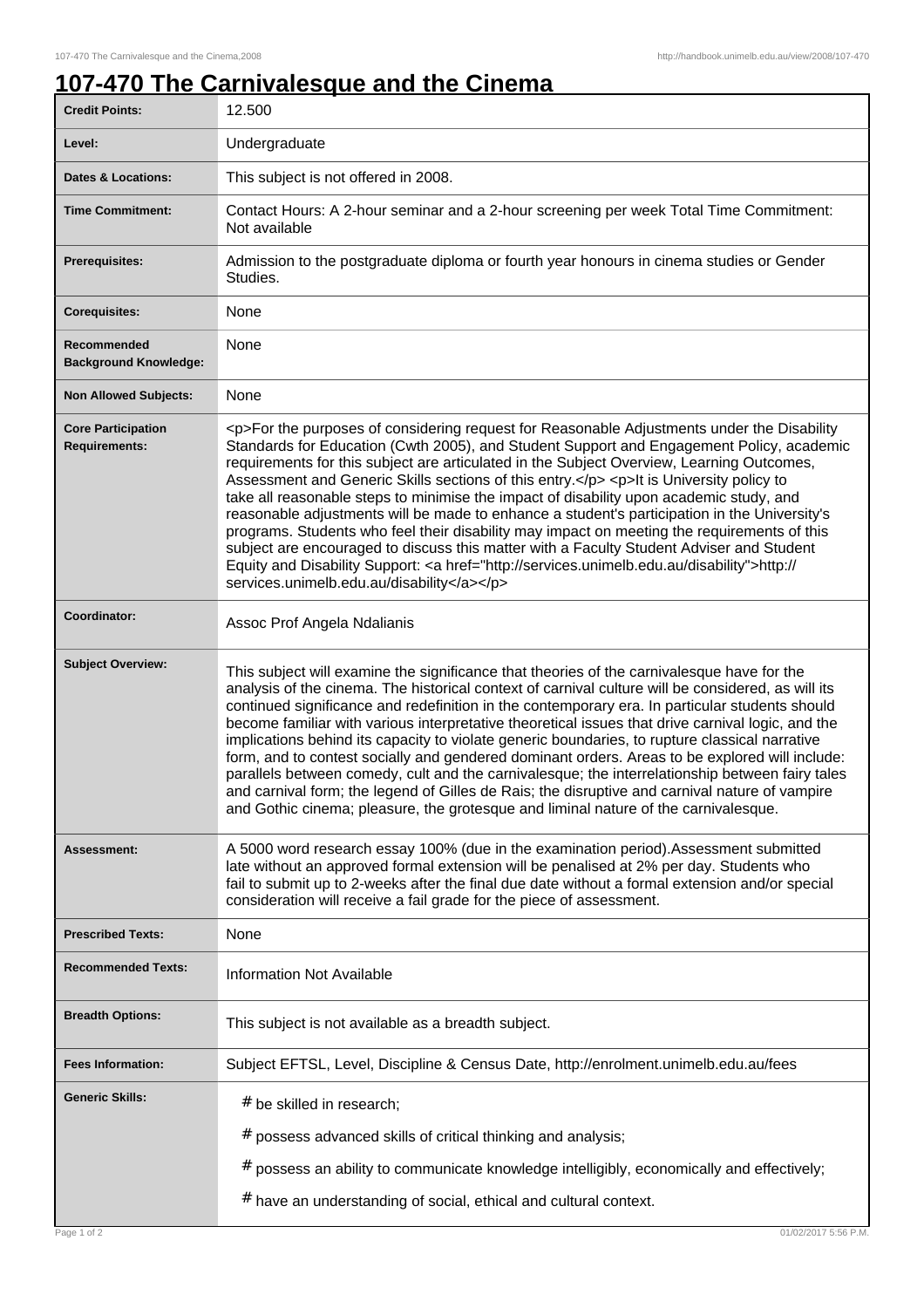# 107-470 The Carnivalesque and the Cinema

| | |
|---|---|
| **Credit Points:** | 12.500 |
| **Level:** | Undergraduate |
| **Dates & Locations:** | This subject is not offered in 2008. |
| **Time Commitment:** | Contact Hours: A 2-hour seminar and a 2-hour screening per week Total Time Commitment: Not available |
| **Prerequisites:** | Admission to the postgraduate diploma or fourth year honours in cinema studies or Gender Studies. |
| **Corequisites:** | None |
| **Recommended Background Knowledge:** | None |
| **Non Allowed Subjects:** | None |
| **Core Participation Requirements:** | <p>For the purposes of considering request for Reasonable Adjustments under the Disability Standards for Education (Cwth 2005), and Student Support and Engagement Policy, academic requirements for this subject are articulated in the Subject Overview, Learning Outcomes, Assessment and Generic Skills sections of this entry.</p> <p>It is University policy to take all reasonable steps to minimise the impact of disability upon academic study, and reasonable adjustments will be made to enhance a student's participation in the University's programs. Students who feel their disability may impact on meeting the requirements of this subject are encouraged to discuss this matter with a Faculty Student Adviser and Student Equity and Disability Support: <a href="http://services.unimelb.edu.au/disability">http://services.unimelb.edu.au/disability</a></p> |
| **Coordinator:** | Assoc Prof Angela Ndalianis |
| **Subject Overview:** | This subject will examine the significance that theories of the carnivalesque have for the analysis of the cinema. The historical context of carnival culture will be considered, as will its continued significance and redefinition in the contemporary era. In particular students should become familiar with various interpretative theoretical issues that drive carnival logic, and the implications behind its capacity to violate generic boundaries, to rupture classical narrative form, and to contest socially and gendered dominant orders. Areas to be explored will include: parallels between comedy, cult and the carnivalesque; the interrelationship between fairy tales and carnival form; the legend of Gilles de Rais; the disruptive and carnival nature of vampire and Gothic cinema; pleasure, the grotesque and liminal nature of the carnivalesque. |
| **Assessment:** | A 5000 word research essay 100% (due in the examination period).Assessment submitted late without an approved formal extension will be penalised at 2% per day. Students who fail to submit up to 2-weeks after the final due date without a formal extension and/or special consideration will receive a fail grade for the piece of assessment. |
| **Prescribed Texts:** | None |
| **Recommended Texts:** | Information Not Available |
| **Breadth Options:** | This subject is not available as a breadth subject. |
| **Fees Information:** | Subject EFTSL, Level, Discipline & Census Date, http://enrolment.unimelb.edu.au/fees |
| **Generic Skills:** | # be skilled in research; # possess advanced skills of critical thinking and analysis; # possess an ability to communicate knowledge intelligibly, economically and effectively; # have an understanding of social, ethical and cultural context. |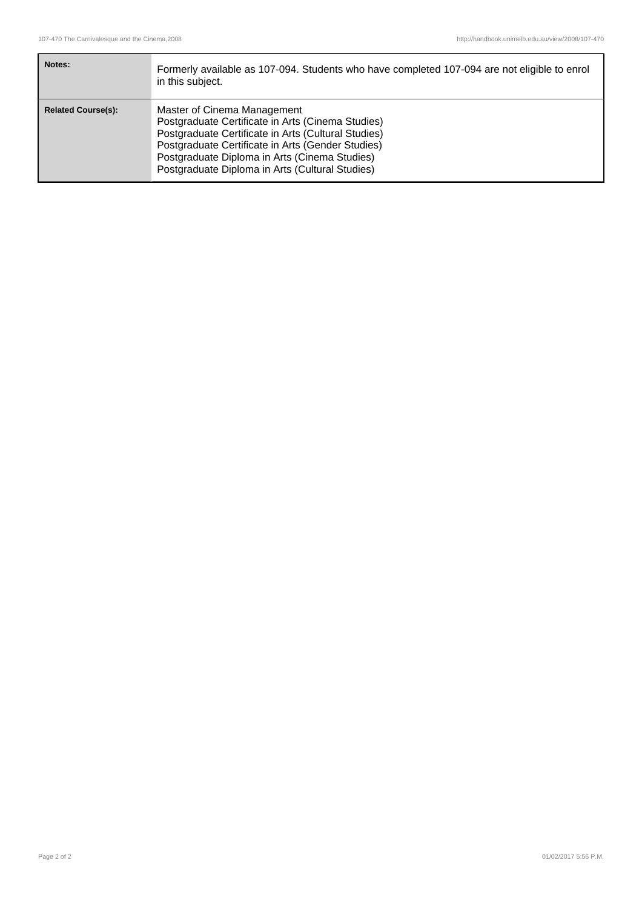| | |
|---|---|
| **Notes:** | Formerly available as 107-094. Students who have completed 107-094 are not eligible to enrol in this subject. |
| **Related Course(s):** | Master of Cinema Management<br>Postgraduate Certificate in Arts (Cinema Studies)<br>Postgraduate Certificate in Arts (Cultural Studies)<br>Postgraduate Certificate in Arts (Gender Studies)<br>Postgraduate Diploma in Arts (Cinema Studies)<br>Postgraduate Diploma in Arts (Cultural Studies) |